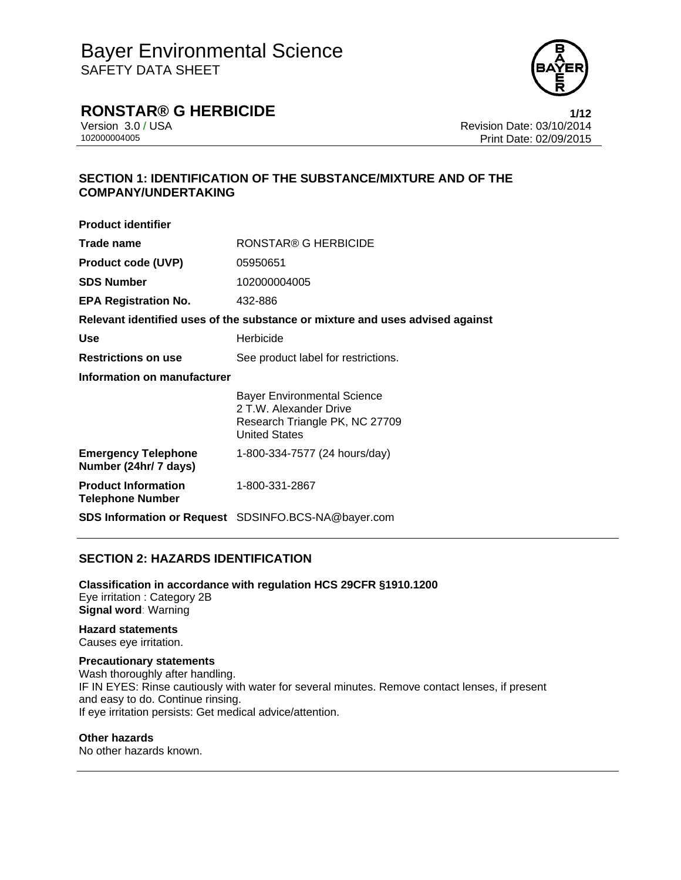# Bayer Environmental Science
SAFETY DATA SHEET

**RONSTAR® G HERBICIDE**

Version 3.0 / USA
102000004005

Revision Date: 03/10/2014
Print Date: 02/09/2015

## SECTION 1: IDENTIFICATION OF THE SUBSTANCE/MIXTURE AND OF THE COMPANY/UNDERTAKING

**Product identifier**

| | |
|---|---|
| **Trade name** | RONSTAR® G HERBICIDE |
| **Product code (UVP)** | 05950651 |
| **SDS Number** | 102000004005 |
| **EPA Registration No.** | 432-886 |

**Relevant identified uses of the substance or mixture and uses advised against**

| | |
|---|---|
| **Use** | Herbicide |
| **Restrictions on use** | See product label for restrictions. |

**Information on manufacturer**

Bayer Environmental Science
2 T.W. Alexander Drive
Research Triangle PK, NC 27709
United States

| | |
|---|---|
| **Emergency Telephone Number (24hr/ 7 days)** | 1-800-334-7577 (24 hours/day) |
| **Product Information Telephone Number** | 1-800-331-2867 |
| **SDS Information or Request** | SDSINFO.BCS-NA@bayer.com |

## SECTION 2: HAZARDS IDENTIFICATION

**Classification in accordance with regulation HCS 29CFR §1910.1200**
Eye irritation : Category 2B
**Signal word**: Warning

**Hazard statements**
Causes eye irritation.

**Precautionary statements**
Wash thoroughly after handling.
IF IN EYES: Rinse cautiously with water for several minutes. Remove contact lenses, if present and easy to do. Continue rinsing.
If eye irritation persists: Get medical advice/attention.

**Other hazards**
No other hazards known.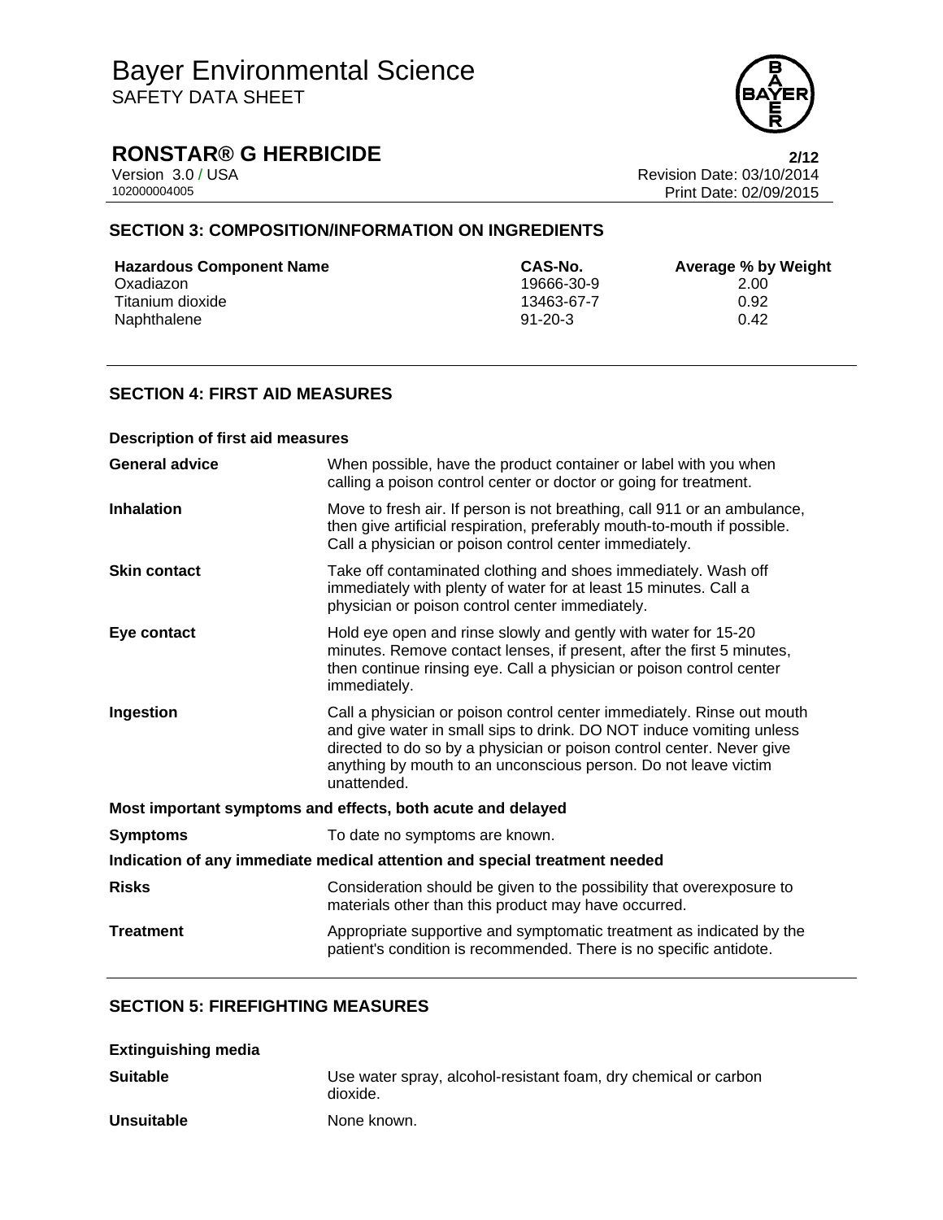## SECTION 3: COMPOSITION/INFORMATION ON INGREDIENTS

| Hazardous Component Name | CAS-No. | Average % by Weight |
|---|---|---|
| Oxadiazon | 19666-30-9 | 2.00 |
| Titanium dioxide | 13463-67-7 | 0.92 |
| Naphthalene | 91-20-3 | 0.42 |

## SECTION 4: FIRST AID MEASURES

**Description of first aid measures**

**General advice** When possible, have the product container or label with you when calling a poison control center or doctor or going for treatment.

**Inhalation** Move to fresh air. If person is not breathing, call 911 or an ambulance, then give artificial respiration, preferably mouth-to-mouth if possible. Call a physician or poison control center immediately.

**Skin contact** Take off contaminated clothing and shoes immediately. Wash off immediately with plenty of water for at least 15 minutes. Call a physician or poison control center immediately.

**Eye contact** Hold eye open and rinse slowly and gently with water for 15-20 minutes. Remove contact lenses, if present, after the first 5 minutes, then continue rinsing eye. Call a physician or poison control center immediately.

**Ingestion** Call a physician or poison control center immediately. Rinse out mouth and give water in small sips to drink. DO NOT induce vomiting unless directed to do so by a physician or poison control center. Never give anything by mouth to an unconscious person. Do not leave victim unattended.

**Most important symptoms and effects, both acute and delayed**

**Symptoms** To date no symptoms are known.

**Indication of any immediate medical attention and special treatment needed**

**Risks** Consideration should be given to the possibility that overexposure to materials other than this product may have occurred.

**Treatment** Appropriate supportive and symptomatic treatment as indicated by the patient's condition is recommended. There is no specific antidote.

## SECTION 5: FIREFIGHTING MEASURES

**Extinguishing media**

**Suitable** Use water spray, alcohol-resistant foam, dry chemical or carbon dioxide.

**Unsuitable** None known.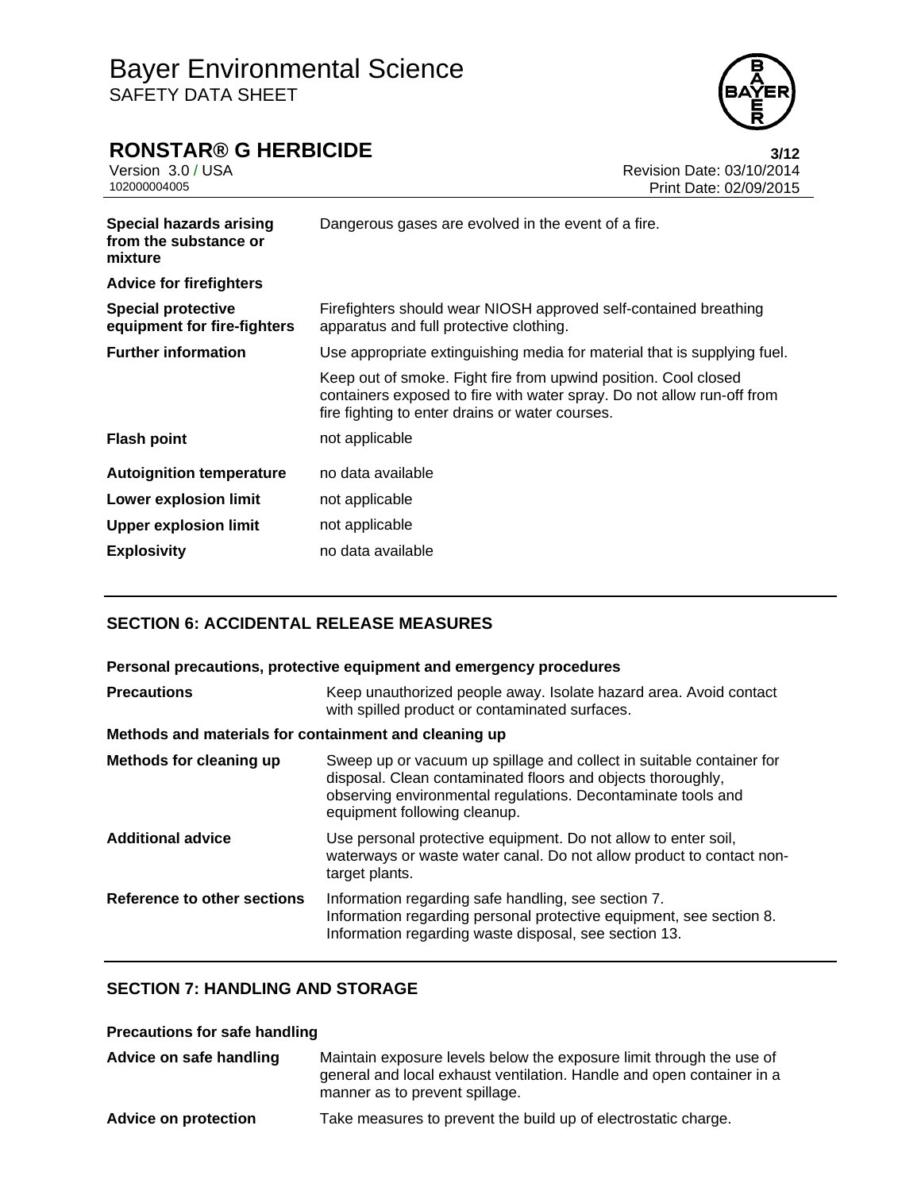| | |
|---|---|
| **Special hazards arising from the substance or mixture** | Dangerous gases are evolved in the event of a fire. |
| **Advice for firefighters** | |
| **Special protective equipment for fire-fighters** | Firefighters should wear NIOSH approved self-contained breathing apparatus and full protective clothing. |
| **Further information** | Use appropriate extinguishing media for material that is supplying fuel. |
| | Keep out of smoke. Fight fire from upwind position. Cool closed containers exposed to fire with water spray. Do not allow run-off from fire fighting to enter drains or water courses. |
| **Flash point** | not applicable |
| **Autoignition temperature** | no data available |
| **Lower explosion limit** | not applicable |
| **Upper explosion limit** | not applicable |
| **Explosivity** | no data available |

## SECTION 6: ACCIDENTAL RELEASE MEASURES

**Personal precautions, protective equipment and emergency procedures**

| | |
|---|---|
| **Precautions** | Keep unauthorized people away. Isolate hazard area. Avoid contact with spilled product or contaminated surfaces. |

**Methods and materials for containment and cleaning up**

| | |
|---|---|
| **Methods for cleaning up** | Sweep up or vacuum up spillage and collect in suitable container for disposal. Clean contaminated floors and objects thoroughly, observing environmental regulations. Decontaminate tools and equipment following cleanup. |
| **Additional advice** | Use personal protective equipment. Do not allow to enter soil, waterways or waste water canal. Do not allow product to contact non-target plants. |
| **Reference to other sections** | Information regarding safe handling, see section 7.<br>Information regarding personal protective equipment, see section 8.<br>Information regarding waste disposal, see section 13. |

## SECTION 7: HANDLING AND STORAGE

**Precautions for safe handling**

| | |
|---|---|
| **Advice on safe handling** | Maintain exposure levels below the exposure limit through the use of general and local exhaust ventilation. Handle and open container in a manner as to prevent spillage. |
| **Advice on protection** | Take measures to prevent the build up of electrostatic charge. |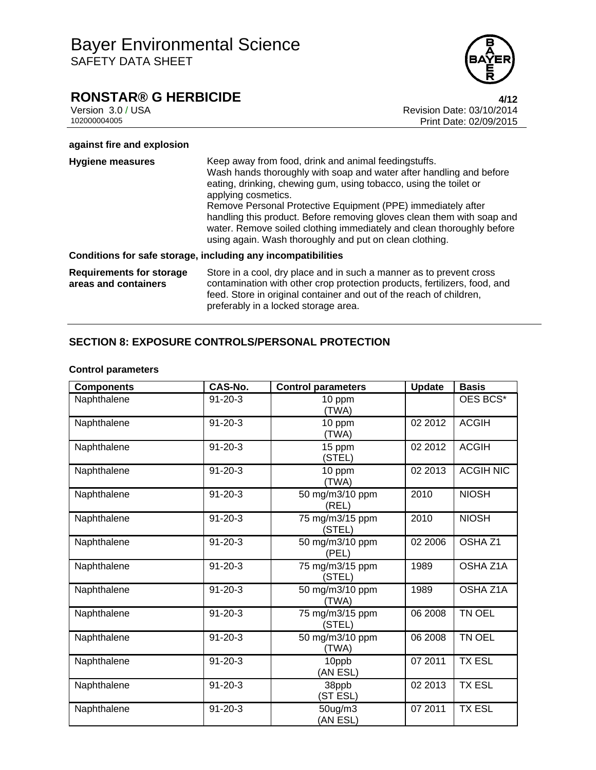**against fire and explosion**

**Hygiene measures**

Keep away from food, drink and animal feedingstuffs.
Wash hands thoroughly with soap and water after handling and before eating, drinking, chewing gum, using tobacco, using the toilet or applying cosmetics.
Remove Personal Protective Equipment (PPE) immediately after handling this product. Before removing gloves clean them with soap and water. Remove soiled clothing immediately and clean thoroughly before using again. Wash thoroughly and put on clean clothing.

**Conditions for safe storage, including any incompatibilities**

**Requirements for storage areas and containers**

Store in a cool, dry place and in such a manner as to prevent cross contamination with other crop protection products, fertilizers, food, and feed. Store in original container and out of the reach of children, preferably in a locked storage area.

## SECTION 8: EXPOSURE CONTROLS/PERSONAL PROTECTION

**Control parameters**

| Components | CAS-No. | Control parameters | Update | Basis |
|---|---|---|---|---|
| Naphthalene | 91-20-3 | 10 ppm (TWA) | | OES BCS* |
| Naphthalene | 91-20-3 | 10 ppm (TWA) | 02 2012 | ACGIH |
| Naphthalene | 91-20-3 | 15 ppm (STEL) | 02 2012 | ACGIH |
| Naphthalene | 91-20-3 | 10 ppm (TWA) | 02 2013 | ACGIH NIC |
| Naphthalene | 91-20-3 | 50 mg/m3/10 ppm (REL) | 2010 | NIOSH |
| Naphthalene | 91-20-3 | 75 mg/m3/15 ppm (STEL) | 2010 | NIOSH |
| Naphthalene | 91-20-3 | 50 mg/m3/10 ppm (PEL) | 02 2006 | OSHA Z1 |
| Naphthalene | 91-20-3 | 75 mg/m3/15 ppm (STEL) | 1989 | OSHA Z1A |
| Naphthalene | 91-20-3 | 50 mg/m3/10 ppm (TWA) | 1989 | OSHA Z1A |
| Naphthalene | 91-20-3 | 75 mg/m3/15 ppm (STEL) | 06 2008 | TN OEL |
| Naphthalene | 91-20-3 | 50 mg/m3/10 ppm (TWA) | 06 2008 | TN OEL |
| Naphthalene | 91-20-3 | 10ppb (AN ESL) | 07 2011 | TX ESL |
| Naphthalene | 91-20-3 | 38ppb (ST ESL) | 02 2013 | TX ESL |
| Naphthalene | 91-20-3 | 50ug/m3 (AN ESL) | 07 2011 | TX ESL |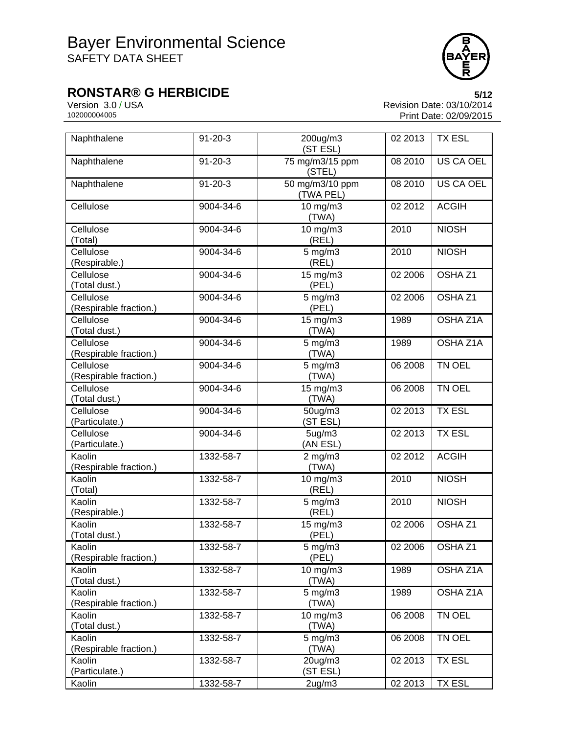| Naphthalene | 91-20-3 | 200ug/m3 (ST ESL) | 02 2013 | TX ESL |
|---|---|---|---|---|
| Naphthalene | 91-20-3 | 75 mg/m3/15 ppm (STEL) | 08 2010 | US CA OEL |
| Naphthalene | 91-20-3 | 50 mg/m3/10 ppm (TWA PEL) | 08 2010 | US CA OEL |
| Cellulose | 9004-34-6 | 10 mg/m3 (TWA) | 02 2012 | ACGIH |
| Cellulose (Total) | 9004-34-6 | 10 mg/m3 (REL) | 2010 | NIOSH |
| Cellulose (Respirable.) | 9004-34-6 | 5 mg/m3 (REL) | 2010 | NIOSH |
| Cellulose (Total dust.) | 9004-34-6 | 15 mg/m3 (PEL) | 02 2006 | OSHA Z1 |
| Cellulose (Respirable fraction.) | 9004-34-6 | 5 mg/m3 (PEL) | 02 2006 | OSHA Z1 |
| Cellulose (Total dust.) | 9004-34-6 | 15 mg/m3 (TWA) | 1989 | OSHA Z1A |
| Cellulose (Respirable fraction.) | 9004-34-6 | 5 mg/m3 (TWA) | 1989 | OSHA Z1A |
| Cellulose (Respirable fraction.) | 9004-34-6 | 5 mg/m3 (TWA) | 06 2008 | TN OEL |
| Cellulose (Total dust.) | 9004-34-6 | 15 mg/m3 (TWA) | 06 2008 | TN OEL |
| Cellulose (Particulate.) | 9004-34-6 | 50ug/m3 (ST ESL) | 02 2013 | TX ESL |
| Cellulose (Particulate.) | 9004-34-6 | 5ug/m3 (AN ESL) | 02 2013 | TX ESL |
| Kaolin (Respirable fraction.) | 1332-58-7 | 2 mg/m3 (TWA) | 02 2012 | ACGIH |
| Kaolin (Total) | 1332-58-7 | 10 mg/m3 (REL) | 2010 | NIOSH |
| Kaolin (Respirable.) | 1332-58-7 | 5 mg/m3 (REL) | 2010 | NIOSH |
| Kaolin (Total dust.) | 1332-58-7 | 15 mg/m3 (PEL) | 02 2006 | OSHA Z1 |
| Kaolin (Respirable fraction.) | 1332-58-7 | 5 mg/m3 (PEL) | 02 2006 | OSHA Z1 |
| Kaolin (Total dust.) | 1332-58-7 | 10 mg/m3 (TWA) | 1989 | OSHA Z1A |
| Kaolin (Respirable fraction.) | 1332-58-7 | 5 mg/m3 (TWA) | 1989 | OSHA Z1A |
| Kaolin (Total dust.) | 1332-58-7 | 10 mg/m3 (TWA) | 06 2008 | TN OEL |
| Kaolin (Respirable fraction.) | 1332-58-7 | 5 mg/m3 (TWA) | 06 2008 | TN OEL |
| Kaolin (Particulate.) | 1332-58-7 | 20ug/m3 (ST ESL) | 02 2013 | TX ESL |
| Kaolin | 1332-58-7 | 2ug/m3 | 02 2013 | TX ESL |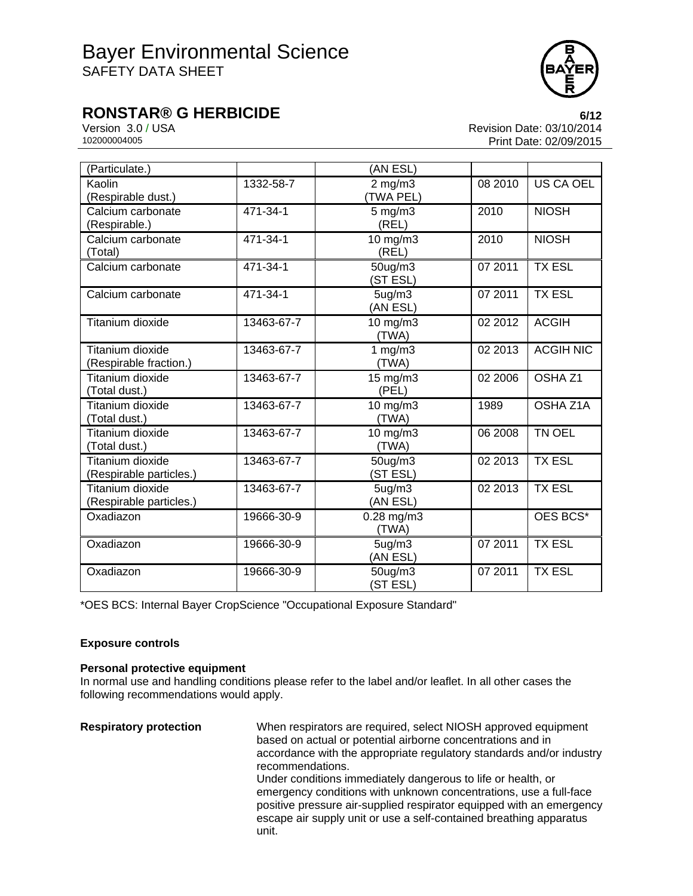| (Particulate.) | | (AN ESL) | | |
|---|---|---|---|---|
| Kaolin (Respirable dust.) | 1332-58-7 | 2 mg/m3 (TWA PEL) | 08 2010 | US CA OEL |
| Calcium carbonate (Respirable.) | 471-34-1 | 5 mg/m3 (REL) | 2010 | NIOSH |
| Calcium carbonate (Total) | 471-34-1 | 10 mg/m3 (REL) | 2010 | NIOSH |
| Calcium carbonate | 471-34-1 | 50ug/m3 (ST ESL) | 07 2011 | TX ESL |
| Calcium carbonate | 471-34-1 | 5ug/m3 (AN ESL) | 07 2011 | TX ESL |
| Titanium dioxide | 13463-67-7 | 10 mg/m3 (TWA) | 02 2012 | ACGIH |
| Titanium dioxide (Respirable fraction.) | 13463-67-7 | 1 mg/m3 (TWA) | 02 2013 | ACGIH NIC |
| Titanium dioxide (Total dust.) | 13463-67-7 | 15 mg/m3 (PEL) | 02 2006 | OSHA Z1 |
| Titanium dioxide (Total dust.) | 13463-67-7 | 10 mg/m3 (TWA) | 1989 | OSHA Z1A |
| Titanium dioxide (Total dust.) | 13463-67-7 | 10 mg/m3 (TWA) | 06 2008 | TN OEL |
| Titanium dioxide (Respirable particles.) | 13463-67-7 | 50ug/m3 (ST ESL) | 02 2013 | TX ESL |
| Titanium dioxide (Respirable particles.) | 13463-67-7 | 5ug/m3 (AN ESL) | 02 2013 | TX ESL |
| Oxadiazon | 19666-30-9 | 0.28 mg/m3 (TWA) | | OES BCS* |
| Oxadiazon | 19666-30-9 | 5ug/m3 (AN ESL) | 07 2011 | TX ESL |
| Oxadiazon | 19666-30-9 | 50ug/m3 (ST ESL) | 07 2011 | TX ESL |

*OES BCS: Internal Bayer CropScience "Occupational Exposure Standard"

**Exposure controls**

**Personal protective equipment**

In normal use and handling conditions please refer to the label and/or leaflet. In all other cases the following recommendations would apply.

**Respiratory protection**

When respirators are required, select NIOSH approved equipment based on actual or potential airborne concentrations and in accordance with the appropriate regulatory standards and/or industry recommendations.

Under conditions immediately dangerous to life or health, or emergency conditions with unknown concentrations, use a full-face positive pressure air-supplied respirator equipped with an emergency escape air supply unit or use a self-contained breathing apparatus unit.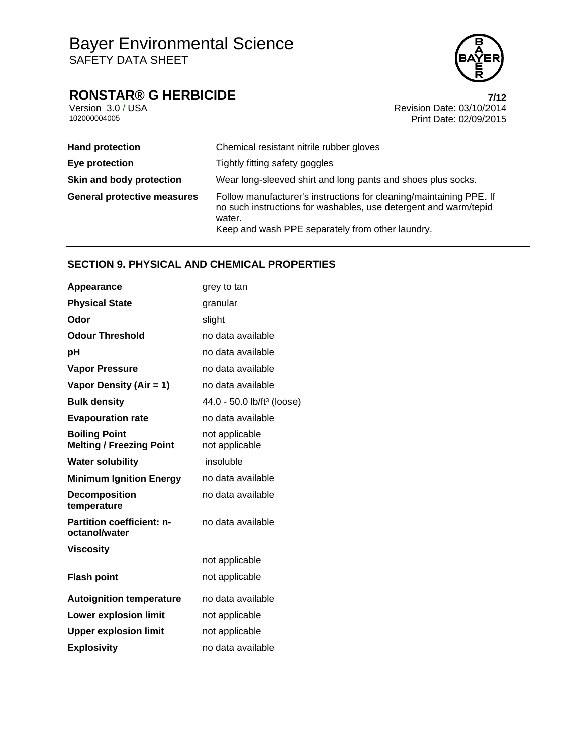| | |
|---|---|
| **Hand protection** | Chemical resistant nitrile rubber gloves |
| **Eye protection** | Tightly fitting safety goggles |
| **Skin and body protection** | Wear long-sleeved shirt and long pants and shoes plus socks. |
| **General protective measures** | Follow manufacturer's instructions for cleaning/maintaining PPE. If no such instructions for washables, use detergent and warm/tepid water.<br>Keep and wash PPE separately from other laundry. |

## SECTION 9. PHYSICAL AND CHEMICAL PROPERTIES

| | |
|---|---|
| **Appearance** | grey to tan |
| **Physical State** | granular |
| **Odor** | slight |
| **Odour Threshold** | no data available |
| **pH** | no data available |
| **Vapor Pressure** | no data available |
| **Vapor Density (Air = 1)** | no data available |
| **Bulk density** | 44.0 - 50.0 lb/ft³ (loose) |
| **Evapouration rate** | no data available |
| **Boiling Point** | not applicable |
| **Melting / Freezing Point** | not applicable |
| **Water solubility** | insoluble |
| **Minimum Ignition Energy** | no data available |
| **Decomposition temperature** | no data available |
| **Partition coefficient: n-octanol/water** | no data available |
| **Viscosity** | not applicable |
| **Flash point** | not applicable |
| **Autoignition temperature** | no data available |
| **Lower explosion limit** | not applicable |
| **Upper explosion limit** | not applicable |
| **Explosivity** | no data available |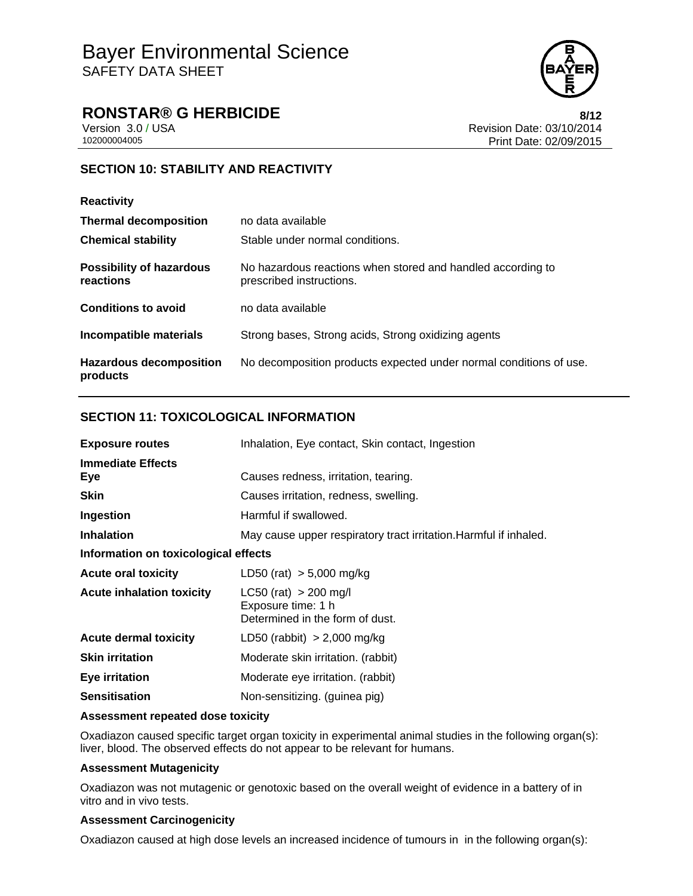## SECTION 10: STABILITY AND REACTIVITY

**Reactivity**

| | |
|---|---|
| **Thermal decomposition** | no data available |
| **Chemical stability** | Stable under normal conditions. |
| **Possibility of hazardous reactions** | No hazardous reactions when stored and handled according to prescribed instructions. |
| **Conditions to avoid** | no data available |
| **Incompatible materials** | Strong bases, Strong acids, Strong oxidizing agents |
| **Hazardous decomposition products** | No decomposition products expected under normal conditions of use. |

## SECTION 11: TOXICOLOGICAL INFORMATION

| | |
|---|---|
| **Exposure routes** | Inhalation, Eye contact, Skin contact, Ingestion |
| **Immediate Effects** | |
| **Eye** | Causes redness, irritation, tearing. |
| **Skin** | Causes irritation, redness, swelling. |
| **Ingestion** | Harmful if swallowed. |
| **Inhalation** | May cause upper respiratory tract irritation.Harmful if inhaled. |

**Information on toxicological effects**

| | |
|---|---|
| **Acute oral toxicity** | LD50 (rat) > 5,000 mg/kg |
| **Acute inhalation toxicity** | LC50 (rat) > 200 mg/l<br>Exposure time: 1 h<br>Determined in the form of dust. |
| **Acute dermal toxicity** | LD50 (rabbit) > 2,000 mg/kg |
| **Skin irritation** | Moderate skin irritation. (rabbit) |
| **Eye irritation** | Moderate eye irritation. (rabbit) |
| **Sensitisation** | Non-sensitizing. (guinea pig) |

**Assessment repeated dose toxicity**

Oxadiazon caused specific target organ toxicity in experimental animal studies in the following organ(s): liver, blood. The observed effects do not appear to be relevant for humans.

**Assessment Mutagenicity**

Oxadiazon was not mutagenic or genotoxic based on the overall weight of evidence in a battery of in vitro and in vivo tests.

**Assessment Carcinogenicity**

Oxadiazon caused at high dose levels an increased incidence of tumours in in the following organ(s):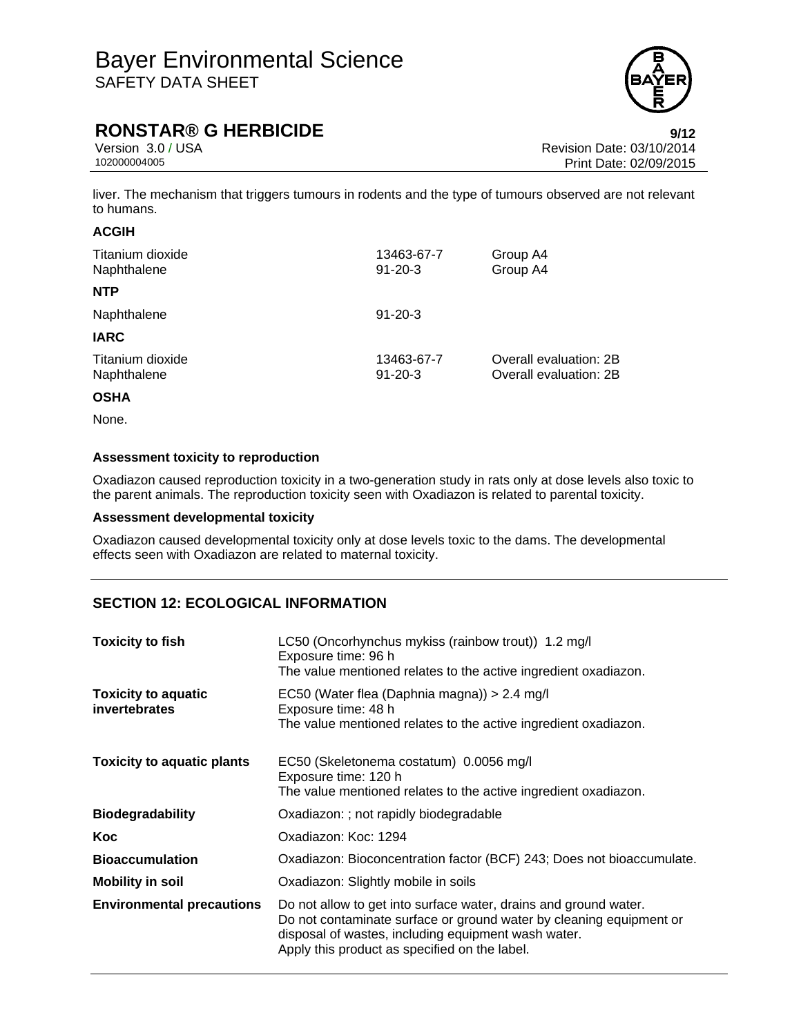liver. The mechanism that triggers tumours in rodents and the type of tumours observed are not relevant to humans.

**ACGIH**

| | | |
|---|---|---|
| Titanium dioxide | 13463-67-7 | Group A4 |
| Naphthalene | 91-20-3 | Group A4 |

**NTP**

| | |
|---|---|
| Naphthalene | 91-20-3 |

**IARC**

| | | |
|---|---|---|
| Titanium dioxide | 13463-67-7 | Overall evaluation: 2B |
| Naphthalene | 91-20-3 | Overall evaluation: 2B |

**OSHA**

None.

**Assessment toxicity to reproduction**

Oxadiazon caused reproduction toxicity in a two-generation study in rats only at dose levels also toxic to the parent animals. The reproduction toxicity seen with Oxadiazon is related to parental toxicity.

**Assessment developmental toxicity**

Oxadiazon caused developmental toxicity only at dose levels toxic to the dams. The developmental effects seen with Oxadiazon are related to maternal toxicity.

## SECTION 12: ECOLOGICAL INFORMATION

| | |
|---|---|
| **Toxicity to fish** | LC50 (Oncorhynchus mykiss (rainbow trout)) 1.2 mg/l<br>Exposure time: 96 h<br>The value mentioned relates to the active ingredient oxadiazon. |
| **Toxicity to aquatic invertebrates** | EC50 (Water flea (Daphnia magna)) > 2.4 mg/l<br>Exposure time: 48 h<br>The value mentioned relates to the active ingredient oxadiazon. |
| **Toxicity to aquatic plants** | EC50 (Skeletonema costatum) 0.0056 mg/l<br>Exposure time: 120 h<br>The value mentioned relates to the active ingredient oxadiazon. |
| **Biodegradability** | Oxadiazon: ; not rapidly biodegradable |
| **Koc** | Oxadiazon: Koc: 1294 |
| **Bioaccumulation** | Oxadiazon: Bioconcentration factor (BCF) 243; Does not bioaccumulate. |
| **Mobility in soil** | Oxadiazon: Slightly mobile in soils |
| **Environmental precautions** | Do not allow to get into surface water, drains and ground water.<br>Do not contaminate surface or ground water by cleaning equipment or disposal of wastes, including equipment wash water.<br>Apply this product as specified on the label. |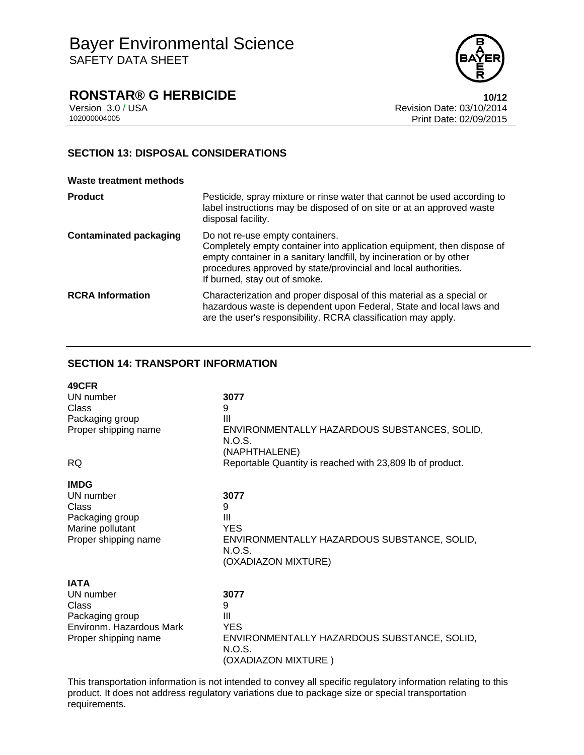## SECTION 13: DISPOSAL CONSIDERATIONS

**Waste treatment methods**

| | |
|---|---|
| **Product** | Pesticide, spray mixture or rinse water that cannot be used according to label instructions may be disposed of on site or at an approved waste disposal facility. |
| **Contaminated packaging** | Do not re-use empty containers.<br>Completely empty container into application equipment, then dispose of empty container in a sanitary landfill, by incineration or by other procedures approved by state/provincial and local authorities.<br>If burned, stay out of smoke. |
| **RCRA Information** | Characterization and proper disposal of this material as a special or hazardous waste is dependent upon Federal, State and local laws and are the user's responsibility. RCRA classification may apply. |

## SECTION 14: TRANSPORT INFORMATION

**49CFR**

| | |
|---|---|
| UN number | **3077** |
| Class | 9 |
| Packaging group | III |
| Proper shipping name | ENVIRONMENTALLY HAZARDOUS SUBSTANCES, SOLID, N.O.S.<br>(NAPHTHALENE) |
| RQ | Reportable Quantity is reached with 23,809 lb of product. |

**IMDG**

| | |
|---|---|
| UN number | **3077** |
| Class | 9 |
| Packaging group | III |
| Marine pollutant | YES |
| Proper shipping name | ENVIRONMENTALLY HAZARDOUS SUBSTANCE, SOLID, N.O.S.<br>(OXADIAZON MIXTURE) |

**IATA**

| | |
|---|---|
| UN number | **3077** |
| Class | 9 |
| Packaging group | III |
| Environm. Hazardous Mark | YES |
| Proper shipping name | ENVIRONMENTALLY HAZARDOUS SUBSTANCE, SOLID, N.O.S.<br>(OXADIAZON MIXTURE ) |

This transportation information is not intended to convey all specific regulatory information relating to this product. It does not address regulatory variations due to package size or special transportation requirements.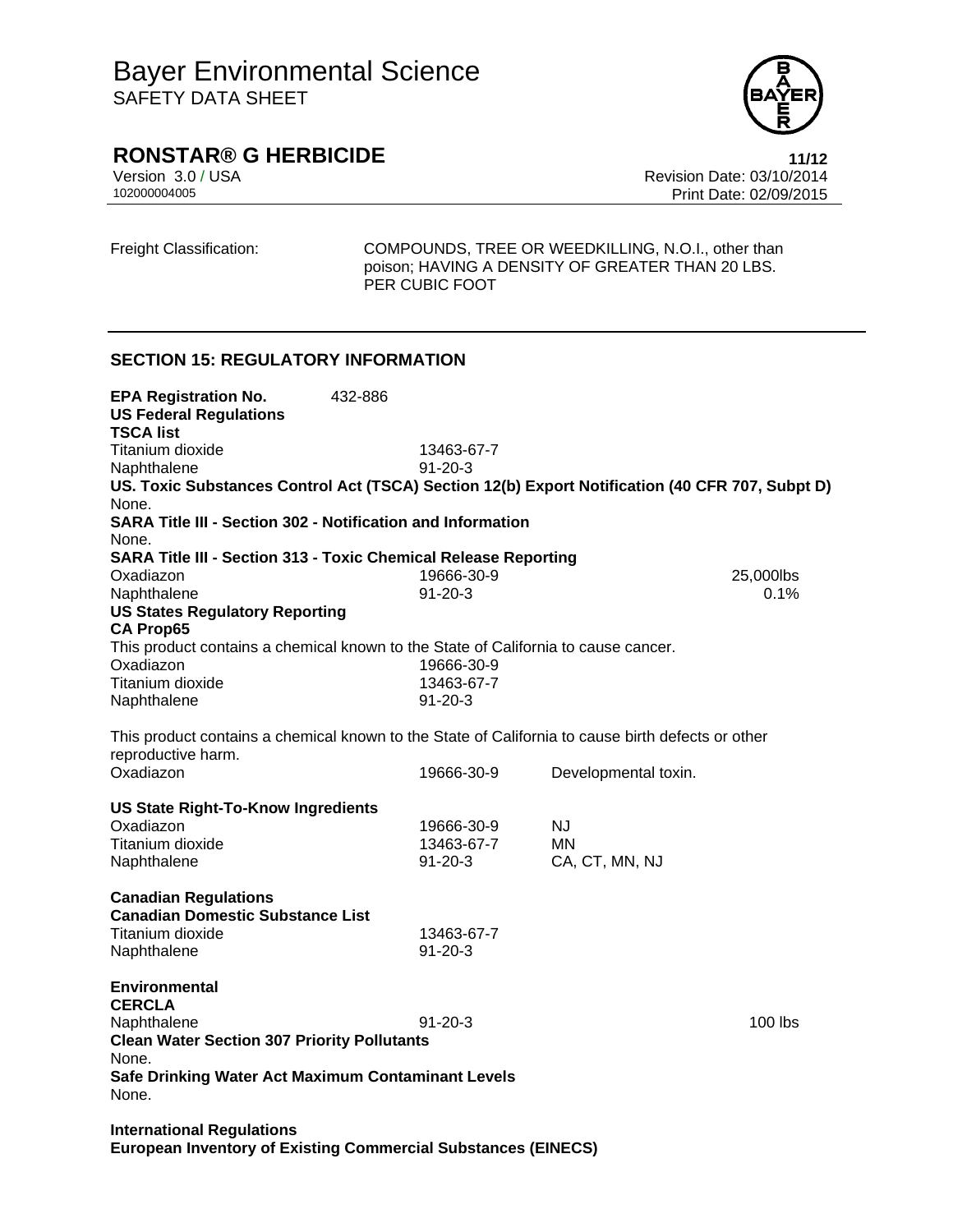Freight Classification: COMPOUNDS, TREE OR WEEDKILLING, N.O.I., other than poison; HAVING A DENSITY OF GREATER THAN 20 LBS. PER CUBIC FOOT

## SECTION 15: REGULATORY INFORMATION

**EPA Registration No.** 432-886

**US Federal Regulations**

**TSCA list**

| | |
|---|---|
| Titanium dioxide | 13463-67-7 |
| Naphthalene | 91-20-3 |

**US. Toxic Substances Control Act (TSCA) Section 12(b) Export Notification (40 CFR 707, Subpt D)**

None.

**SARA Title III - Section 302 - Notification and Information**

None.

**SARA Title III - Section 313 - Toxic Chemical Release Reporting**

| | | |
|---|---|---|
| Oxadiazon | 19666-30-9 | 25,000lbs |
| Naphthalene | 91-20-3 | 0.1% |

**US States Regulatory Reporting**

**CA Prop65**

This product contains a chemical known to the State of California to cause cancer.

| | |
|---|---|
| Oxadiazon | 19666-30-9 |
| Titanium dioxide | 13463-67-7 |
| Naphthalene | 91-20-3 |

This product contains a chemical known to the State of California to cause birth defects or other reproductive harm.

| | | |
|---|---|---|
| Oxadiazon | 19666-30-9 | Developmental toxin. |

**US State Right-To-Know Ingredients**

| | | |
|---|---|---|
| Oxadiazon | 19666-30-9 | NJ |
| Titanium dioxide | 13463-67-7 | MN |
| Naphthalene | 91-20-3 | CA, CT, MN, NJ |

**Canadian Regulations**

**Canadian Domestic Substance List**

| | |
|---|---|
| Titanium dioxide | 13463-67-7 |
| Naphthalene | 91-20-3 |

**Environmental**

**CERCLA**

| | | |
|---|---|---|
| Naphthalene | 91-20-3 | 100 lbs |

**Clean Water Section 307 Priority Pollutants**

None.

**Safe Drinking Water Act Maximum Contaminant Levels**

None.

**International Regulations**

**European Inventory of Existing Commercial Substances (EINECS)**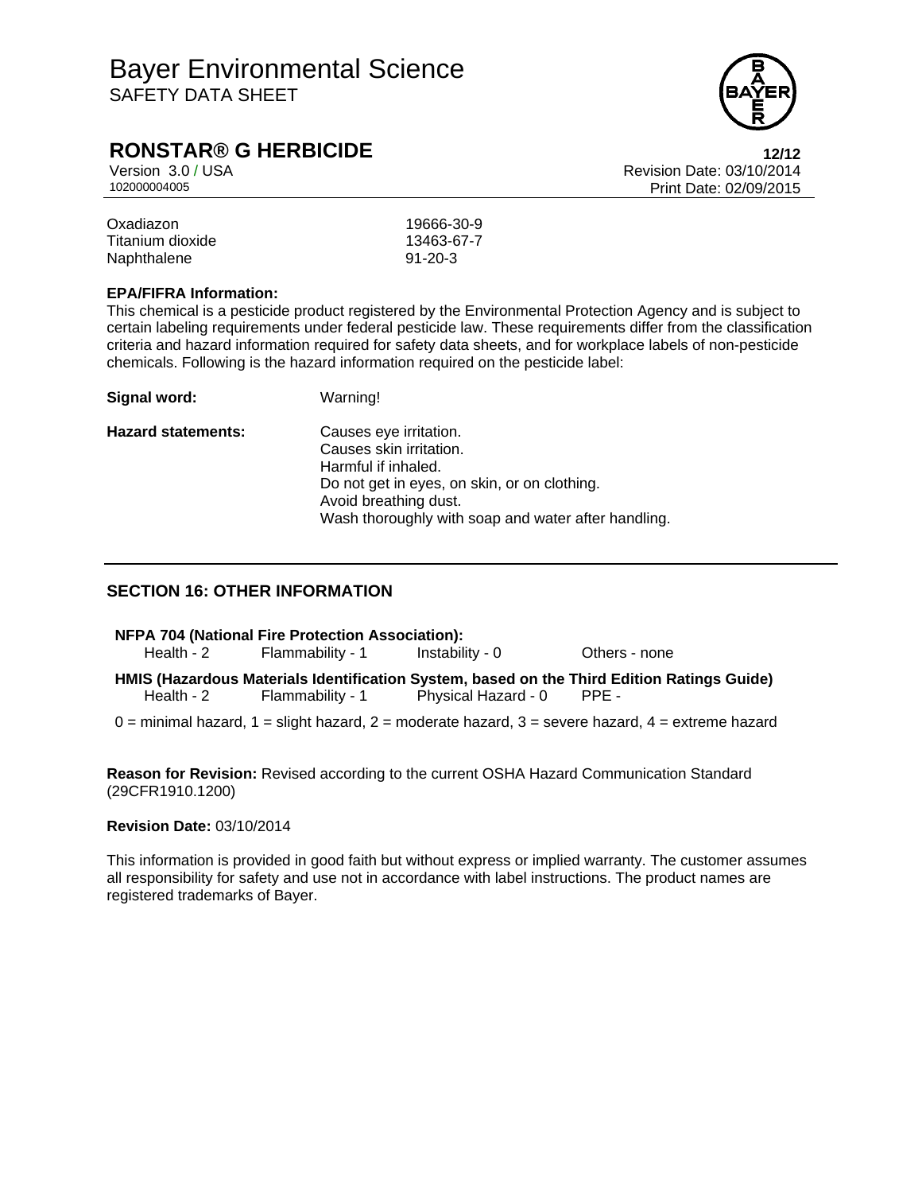| | |
|---|---|
| Oxadiazon | 19666-30-9 |
| Titanium dioxide | 13463-67-7 |
| Naphthalene | 91-20-3 |

**EPA/FIFRA Information:**

This chemical is a pesticide product registered by the Environmental Protection Agency and is subject to certain labeling requirements under federal pesticide law. These requirements differ from the classification criteria and hazard information required for safety data sheets, and for workplace labels of non-pesticide chemicals. Following is the hazard information required on the pesticide label:

**Signal word:** Warning!

**Hazard statements:**
Causes eye irritation.
Causes skin irritation.
Harmful if inhaled.
Do not get in eyes, on skin, or on clothing.
Avoid breathing dust.
Wash thoroughly with soap and water after handling.

## SECTION 16: OTHER INFORMATION

**NFPA 704 (National Fire Protection Association):**

| | | | |
|---|---|---|---|
| Health - 2 | Flammability - 1 | Instability - 0 | Others - none |

**HMIS (Hazardous Materials Identification System, based on the Third Edition Ratings Guide)**

| | | | |
|---|---|---|---|
| Health - 2 | Flammability - 1 | Physical Hazard - 0 | PPE - |

0 = minimal hazard, 1 = slight hazard, 2 = moderate hazard, 3 = severe hazard, 4 = extreme hazard

**Reason for Revision:** Revised according to the current OSHA Hazard Communication Standard (29CFR1910.1200)

**Revision Date:** 03/10/2014

This information is provided in good faith but without express or implied warranty. The customer assumes all responsibility for safety and use not in accordance with label instructions. The product names are registered trademarks of Bayer.